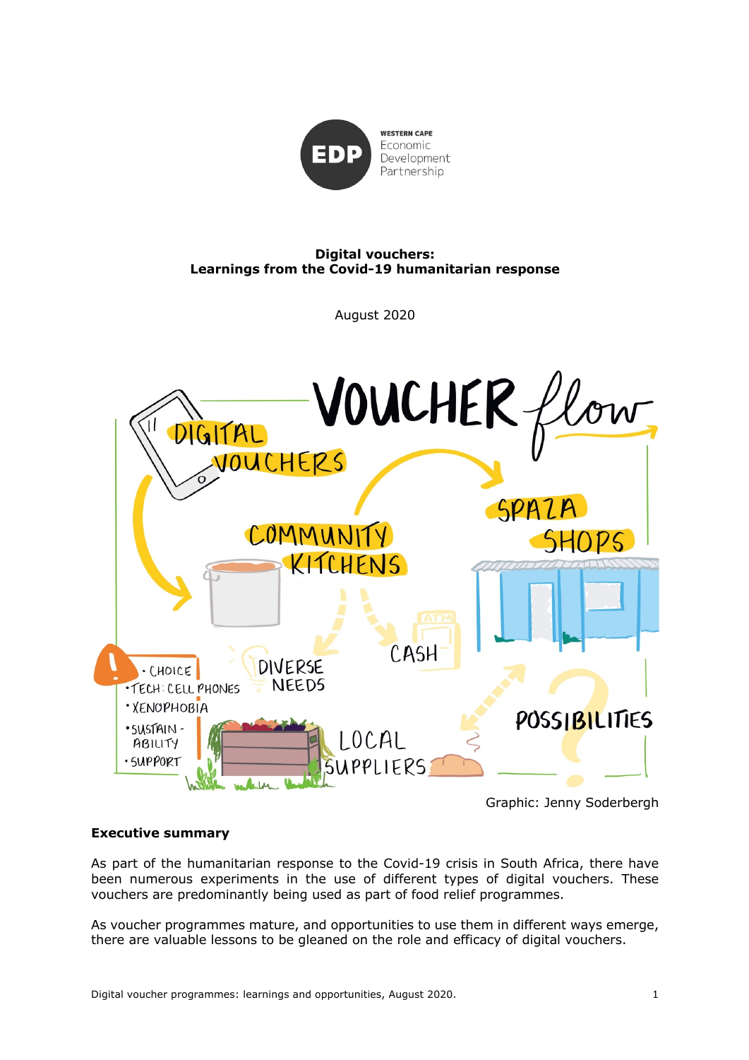WESTERN CAPE Economic Development Partnership

**Digital vouchers:**
**Learnings from the Covid-19 humanitarian response**

August 2020

Graphic: Jenny Soderbergh

**Executive summary**

As part of the humanitarian response to the Covid-19 crisis in South Africa, there have been numerous experiments in the use of different types of digital vouchers. These vouchers are predominantly being used as part of food relief programmes.

As voucher programmes mature, and opportunities to use them in different ways emerge, there are valuable lessons to be gleaned on the role and efficacy of digital vouchers.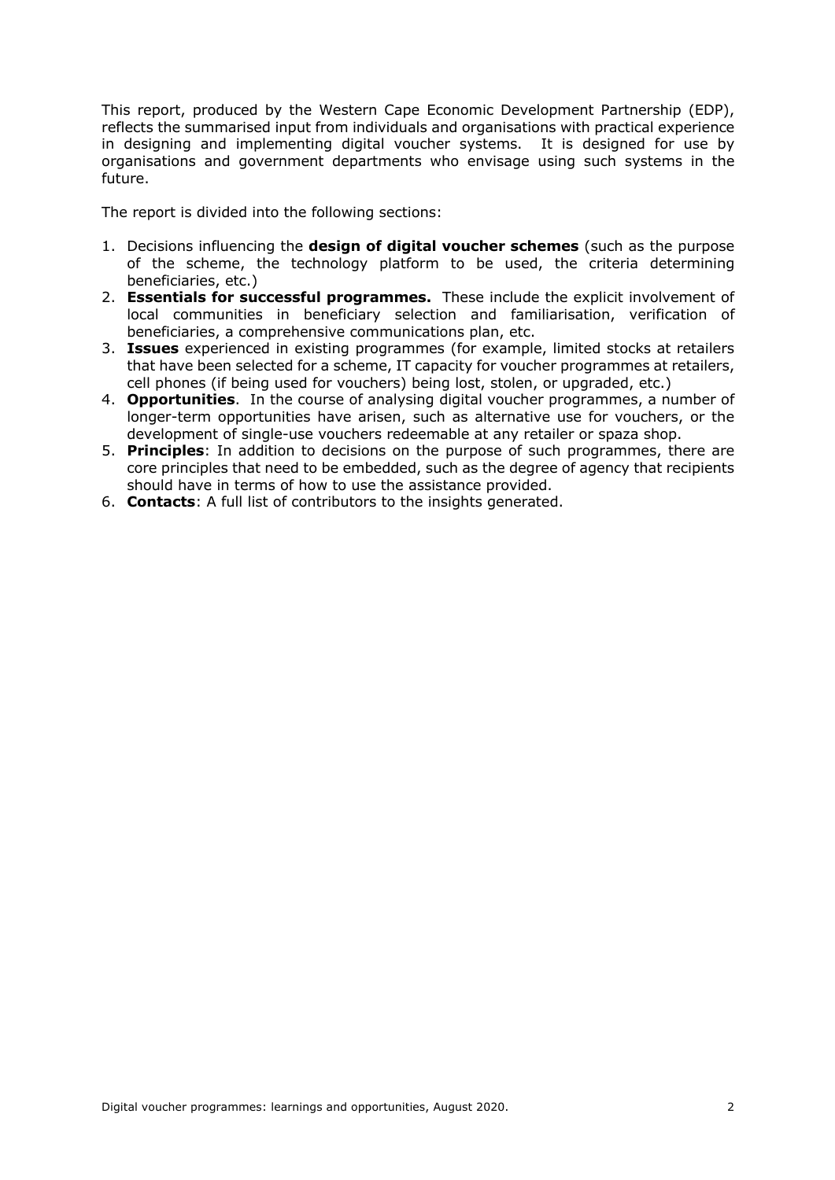This report, produced by the Western Cape Economic Development Partnership (EDP), reflects the summarised input from individuals and organisations with practical experience in designing and implementing digital voucher systems. It is designed for use by organisations and government departments who envisage using such systems in the future.

The report is divided into the following sections:

1. Decisions influencing the **design of digital voucher schemes** (such as the purpose of the scheme, the technology platform to be used, the criteria determining beneficiaries, etc.)
2. **Essentials for successful programmes.** These include the explicit involvement of local communities in beneficiary selection and familiarisation, verification of beneficiaries, a comprehensive communications plan, etc.
3. **Issues** experienced in existing programmes (for example, limited stocks at retailers that have been selected for a scheme, IT capacity for voucher programmes at retailers, cell phones (if being used for vouchers) being lost, stolen, or upgraded, etc.)
4. **Opportunities**. In the course of analysing digital voucher programmes, a number of longer-term opportunities have arisen, such as alternative use for vouchers, or the development of single-use vouchers redeemable at any retailer or spaza shop.
5. **Principles**: In addition to decisions on the purpose of such programmes, there are core principles that need to be embedded, such as the degree of agency that recipients should have in terms of how to use the assistance provided.
6. **Contacts**: A full list of contributors to the insights generated.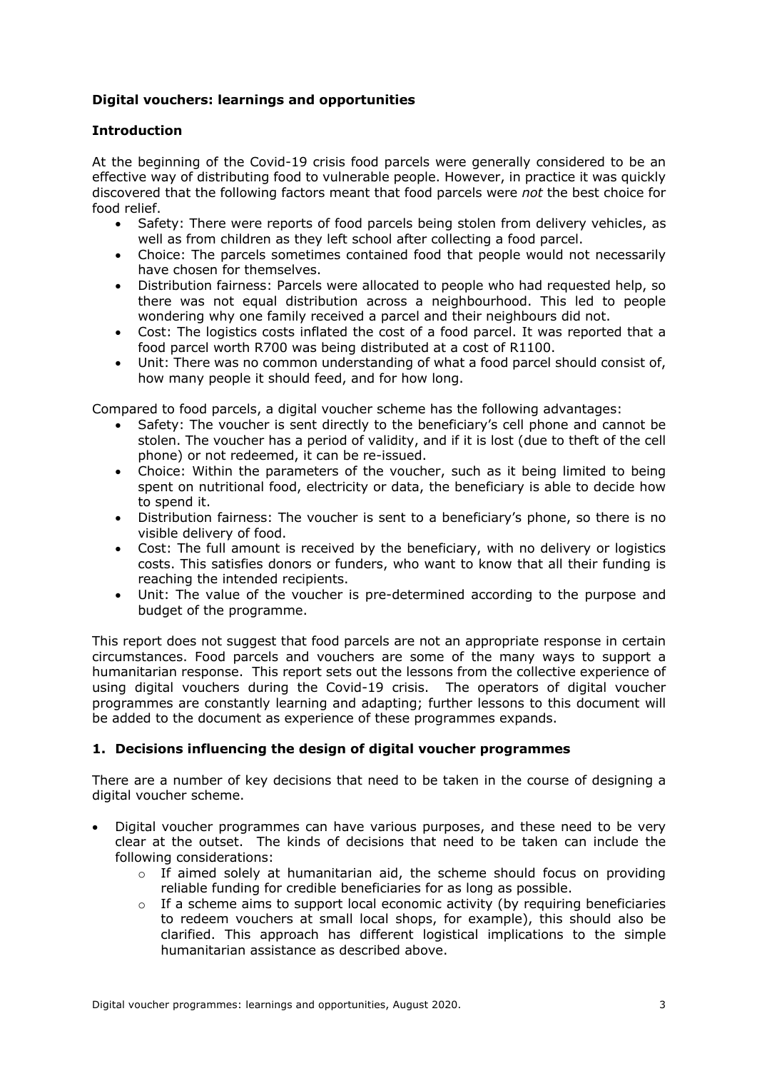**Digital vouchers: learnings and opportunities**

**Introduction**

At the beginning of the Covid-19 crisis food parcels were generally considered to be an effective way of distributing food to vulnerable people. However, in practice it was quickly discovered that the following factors meant that food parcels were *not* the best choice for food relief.

- Safety: There were reports of food parcels being stolen from delivery vehicles, as well as from children as they left school after collecting a food parcel.
- Choice: The parcels sometimes contained food that people would not necessarily have chosen for themselves.
- Distribution fairness: Parcels were allocated to people who had requested help, so there was not equal distribution across a neighbourhood. This led to people wondering why one family received a parcel and their neighbours did not.
- Cost: The logistics costs inflated the cost of a food parcel. It was reported that a food parcel worth R700 was being distributed at a cost of R1100.
- Unit: There was no common understanding of what a food parcel should consist of, how many people it should feed, and for how long.

Compared to food parcels, a digital voucher scheme has the following advantages:

- Safety: The voucher is sent directly to the beneficiary's cell phone and cannot be stolen. The voucher has a period of validity, and if it is lost (due to theft of the cell phone) or not redeemed, it can be re-issued.
- Choice: Within the parameters of the voucher, such as it being limited to being spent on nutritional food, electricity or data, the beneficiary is able to decide how to spend it.
- Distribution fairness: The voucher is sent to a beneficiary's phone, so there is no visible delivery of food.
- Cost: The full amount is received by the beneficiary, with no delivery or logistics costs. This satisfies donors or funders, who want to know that all their funding is reaching the intended recipients.
- Unit: The value of the voucher is pre-determined according to the purpose and budget of the programme.

This report does not suggest that food parcels are not an appropriate response in certain circumstances. Food parcels and vouchers are some of the many ways to support a humanitarian response. This report sets out the lessons from the collective experience of using digital vouchers during the Covid-19 crisis. The operators of digital voucher programmes are constantly learning and adapting; further lessons to this document will be added to the document as experience of these programmes expands.

## 1. Decisions influencing the design of digital voucher programmes

There are a number of key decisions that need to be taken in the course of designing a digital voucher scheme.

- Digital voucher programmes can have various purposes, and these need to be very clear at the outset. The kinds of decisions that need to be taken can include the following considerations:
  - If aimed solely at humanitarian aid, the scheme should focus on providing reliable funding for credible beneficiaries for as long as possible.
  - If a scheme aims to support local economic activity (by requiring beneficiaries to redeem vouchers at small local shops, for example), this should also be clarified. This approach has different logistical implications to the simple humanitarian assistance as described above.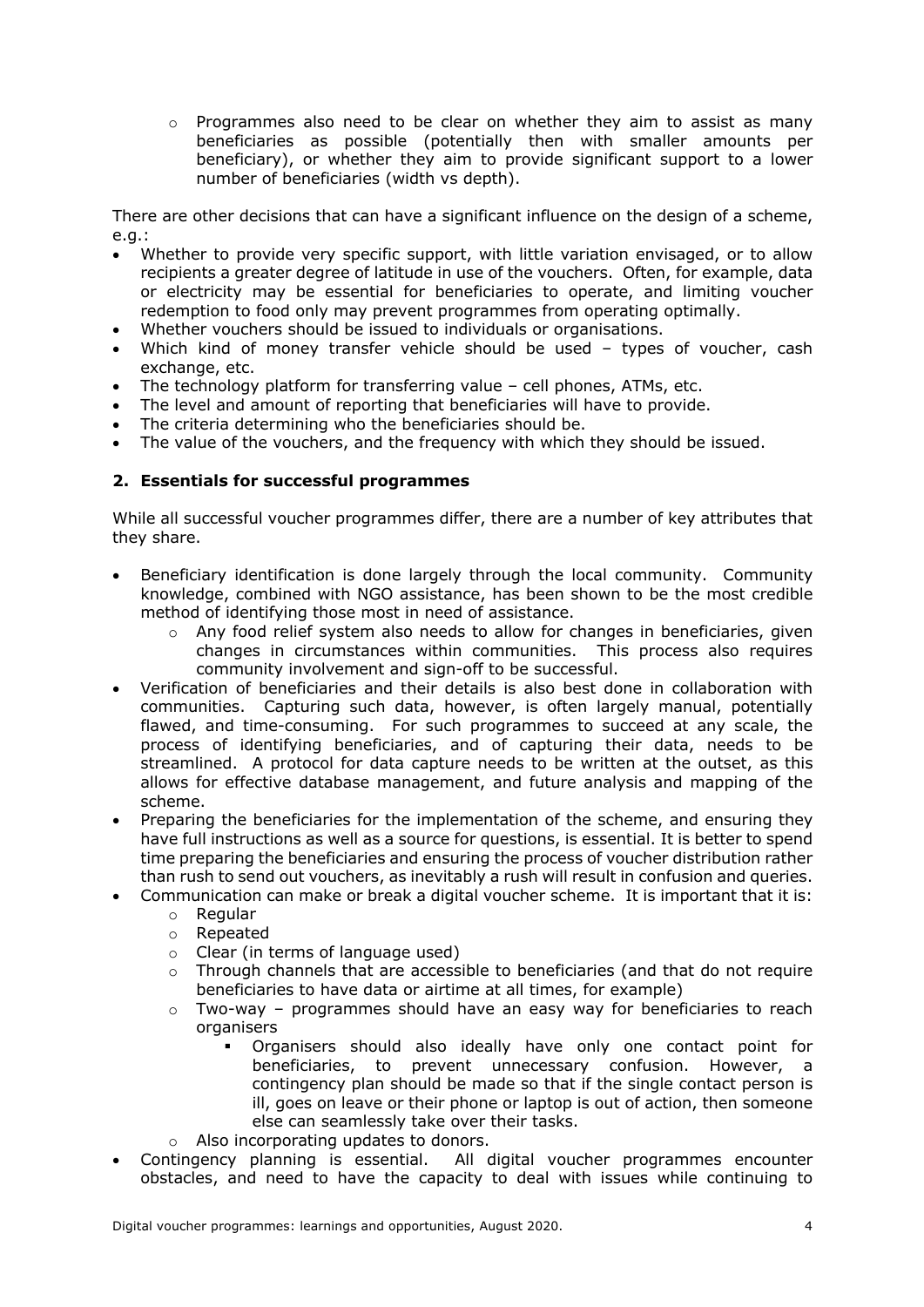- Programmes also need to be clear on whether they aim to assist as many beneficiaries as possible (potentially then with smaller amounts per beneficiary), or whether they aim to provide significant support to a lower number of beneficiaries (width vs depth).

There are other decisions that can have a significant influence on the design of a scheme, e.g.:

- Whether to provide very specific support, with little variation envisaged, or to allow recipients a greater degree of latitude in use of the vouchers. Often, for example, data or electricity may be essential for beneficiaries to operate, and limiting voucher redemption to food only may prevent programmes from operating optimally.
- Whether vouchers should be issued to individuals or organisations.
- Which kind of money transfer vehicle should be used – types of voucher, cash exchange, etc.
- The technology platform for transferring value – cell phones, ATMs, etc.
- The level and amount of reporting that beneficiaries will have to provide.
- The criteria determining who the beneficiaries should be.
- The value of the vouchers, and the frequency with which they should be issued.

## 2. Essentials for successful programmes

While all successful voucher programmes differ, there are a number of key attributes that they share.

- Beneficiary identification is done largely through the local community. Community knowledge, combined with NGO assistance, has been shown to be the most credible method of identifying those most in need of assistance.
  - Any food relief system also needs to allow for changes in beneficiaries, given changes in circumstances within communities. This process also requires community involvement and sign-off to be successful.
- Verification of beneficiaries and their details is also best done in collaboration with communities. Capturing such data, however, is often largely manual, potentially flawed, and time-consuming. For such programmes to succeed at any scale, the process of identifying beneficiaries, and of capturing their data, needs to be streamlined. A protocol for data capture needs to be written at the outset, as this allows for effective database management, and future analysis and mapping of the scheme.
- Preparing the beneficiaries for the implementation of the scheme, and ensuring they have full instructions as well as a source for questions, is essential. It is better to spend time preparing the beneficiaries and ensuring the process of voucher distribution rather than rush to send out vouchers, as inevitably a rush will result in confusion and queries.
- Communication can make or break a digital voucher scheme. It is important that it is:
  - Regular
  - Repeated
  - Clear (in terms of language used)
  - Through channels that are accessible to beneficiaries (and that do not require beneficiaries to have data or airtime at all times, for example)
  - Two-way – programmes should have an easy way for beneficiaries to reach organisers
    - Organisers should also ideally have only one contact point for beneficiaries, to prevent unnecessary confusion. However, a contingency plan should be made so that if the single contact person is ill, goes on leave or their phone or laptop is out of action, then someone else can seamlessly take over their tasks.
  - Also incorporating updates to donors.
- Contingency planning is essential. All digital voucher programmes encounter obstacles, and need to have the capacity to deal with issues while continuing to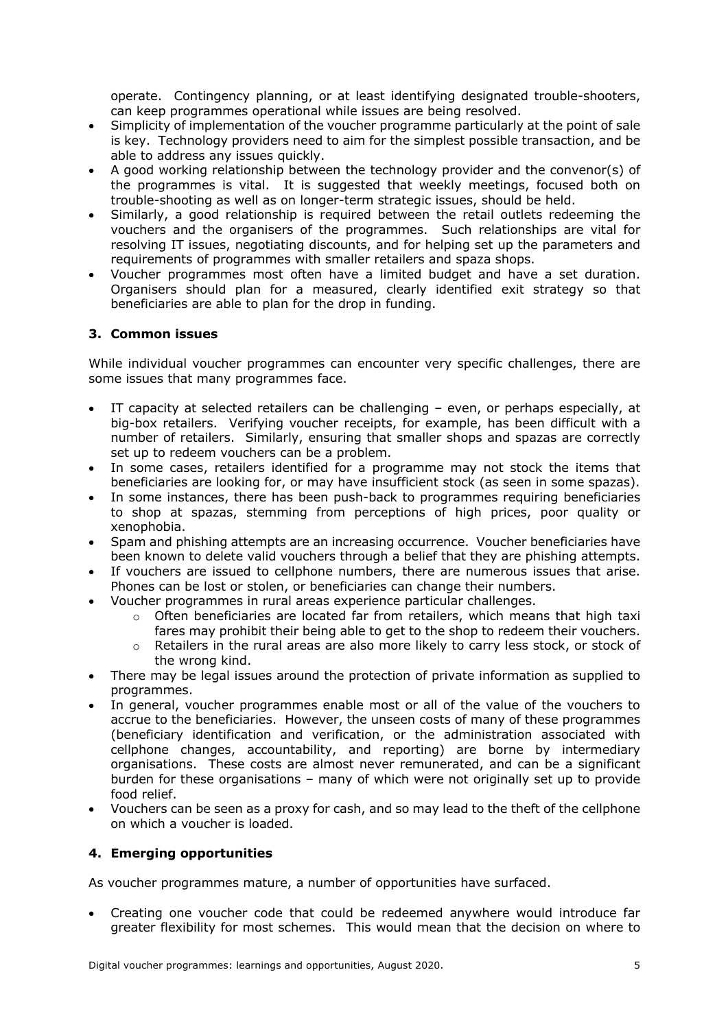operate. Contingency planning, or at least identifying designated trouble-shooters, can keep programmes operational while issues are being resolved.

- Simplicity of implementation of the voucher programme particularly at the point of sale is key. Technology providers need to aim for the simplest possible transaction, and be able to address any issues quickly.
- A good working relationship between the technology provider and the convenor(s) of the programmes is vital. It is suggested that weekly meetings, focused both on trouble-shooting as well as on longer-term strategic issues, should be held.
- Similarly, a good relationship is required between the retail outlets redeeming the vouchers and the organisers of the programmes. Such relationships are vital for resolving IT issues, negotiating discounts, and for helping set up the parameters and requirements of programmes with smaller retailers and spaza shops.
- Voucher programmes most often have a limited budget and have a set duration. Organisers should plan for a measured, clearly identified exit strategy so that beneficiaries are able to plan for the drop in funding.

## 3. Common issues

While individual voucher programmes can encounter very specific challenges, there are some issues that many programmes face.

- IT capacity at selected retailers can be challenging – even, or perhaps especially, at big-box retailers. Verifying voucher receipts, for example, has been difficult with a number of retailers. Similarly, ensuring that smaller shops and spazas are correctly set up to redeem vouchers can be a problem.
- In some cases, retailers identified for a programme may not stock the items that beneficiaries are looking for, or may have insufficient stock (as seen in some spazas).
- In some instances, there has been push-back to programmes requiring beneficiaries to shop at spazas, stemming from perceptions of high prices, poor quality or xenophobia.
- Spam and phishing attempts are an increasing occurrence. Voucher beneficiaries have been known to delete valid vouchers through a belief that they are phishing attempts.
- If vouchers are issued to cellphone numbers, there are numerous issues that arise. Phones can be lost or stolen, or beneficiaries can change their numbers.
- Voucher programmes in rural areas experience particular challenges.
  - Often beneficiaries are located far from retailers, which means that high taxi fares may prohibit their being able to get to the shop to redeem their vouchers.
  - Retailers in the rural areas are also more likely to carry less stock, or stock of the wrong kind.
- There may be legal issues around the protection of private information as supplied to programmes.
- In general, voucher programmes enable most or all of the value of the vouchers to accrue to the beneficiaries. However, the unseen costs of many of these programmes (beneficiary identification and verification, or the administration associated with cellphone changes, accountability, and reporting) are borne by intermediary organisations. These costs are almost never remunerated, and can be a significant burden for these organisations – many of which were not originally set up to provide food relief.
- Vouchers can be seen as a proxy for cash, and so may lead to the theft of the cellphone on which a voucher is loaded.

## 4. Emerging opportunities

As voucher programmes mature, a number of opportunities have surfaced.

- Creating one voucher code that could be redeemed anywhere would introduce far greater flexibility for most schemes. This would mean that the decision on where to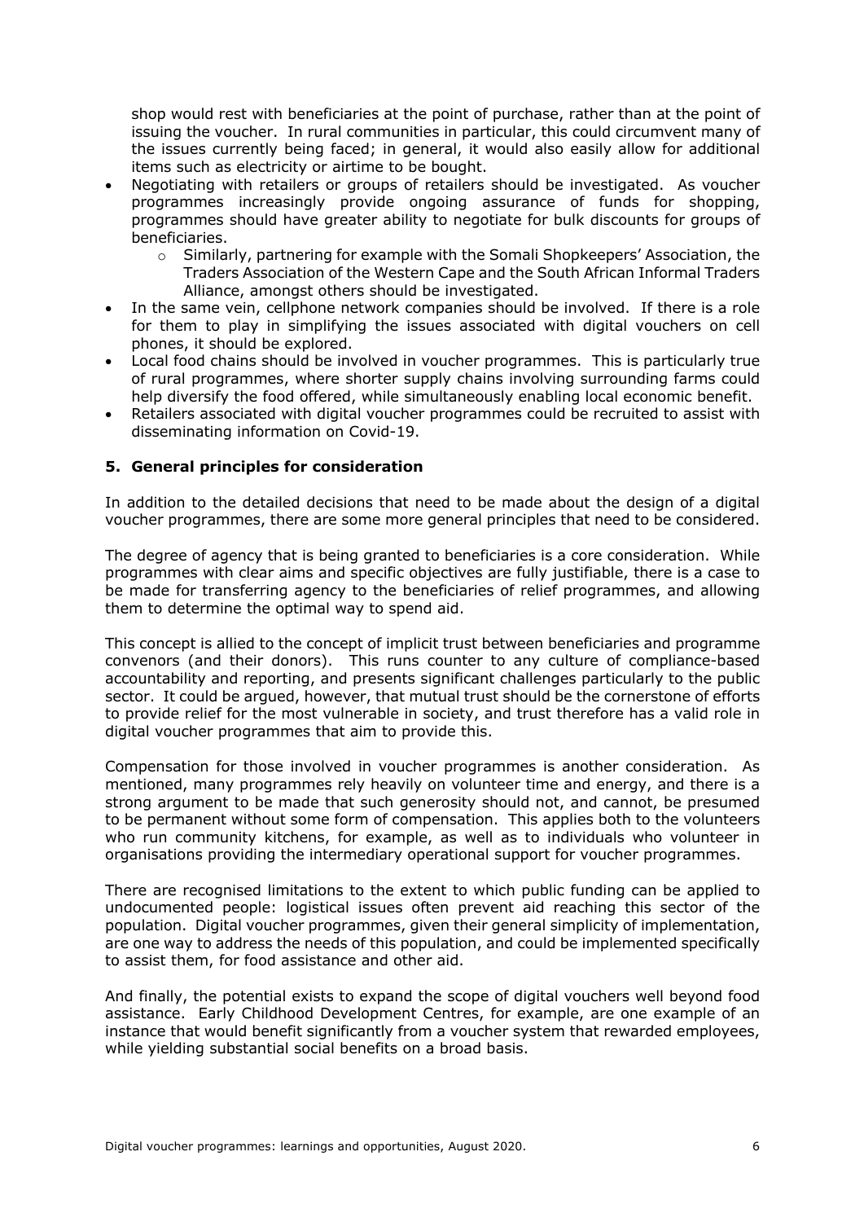shop would rest with beneficiaries at the point of purchase, rather than at the point of issuing the voucher. In rural communities in particular, this could circumvent many of the issues currently being faced; in general, it would also easily allow for additional items such as electricity or airtime to be bought.

- Negotiating with retailers or groups of retailers should be investigated. As voucher programmes increasingly provide ongoing assurance of funds for shopping, programmes should have greater ability to negotiate for bulk discounts for groups of beneficiaries.
  - Similarly, partnering for example with the Somali Shopkeepers' Association, the Traders Association of the Western Cape and the South African Informal Traders Alliance, amongst others should be investigated.
- In the same vein, cellphone network companies should be involved. If there is a role for them to play in simplifying the issues associated with digital vouchers on cell phones, it should be explored.
- Local food chains should be involved in voucher programmes. This is particularly true of rural programmes, where shorter supply chains involving surrounding farms could help diversify the food offered, while simultaneously enabling local economic benefit.
- Retailers associated with digital voucher programmes could be recruited to assist with disseminating information on Covid-19.

## 5. General principles for consideration

In addition to the detailed decisions that need to be made about the design of a digital voucher programmes, there are some more general principles that need to be considered.

The degree of agency that is being granted to beneficiaries is a core consideration. While programmes with clear aims and specific objectives are fully justifiable, there is a case to be made for transferring agency to the beneficiaries of relief programmes, and allowing them to determine the optimal way to spend aid.

This concept is allied to the concept of implicit trust between beneficiaries and programme convenors (and their donors). This runs counter to any culture of compliance-based accountability and reporting, and presents significant challenges particularly to the public sector. It could be argued, however, that mutual trust should be the cornerstone of efforts to provide relief for the most vulnerable in society, and trust therefore has a valid role in digital voucher programmes that aim to provide this.

Compensation for those involved in voucher programmes is another consideration. As mentioned, many programmes rely heavily on volunteer time and energy, and there is a strong argument to be made that such generosity should not, and cannot, be presumed to be permanent without some form of compensation. This applies both to the volunteers who run community kitchens, for example, as well as to individuals who volunteer in organisations providing the intermediary operational support for voucher programmes.

There are recognised limitations to the extent to which public funding can be applied to undocumented people: logistical issues often prevent aid reaching this sector of the population. Digital voucher programmes, given their general simplicity of implementation, are one way to address the needs of this population, and could be implemented specifically to assist them, for food assistance and other aid.

And finally, the potential exists to expand the scope of digital vouchers well beyond food assistance. Early Childhood Development Centres, for example, are one example of an instance that would benefit significantly from a voucher system that rewarded employees, while yielding substantial social benefits on a broad basis.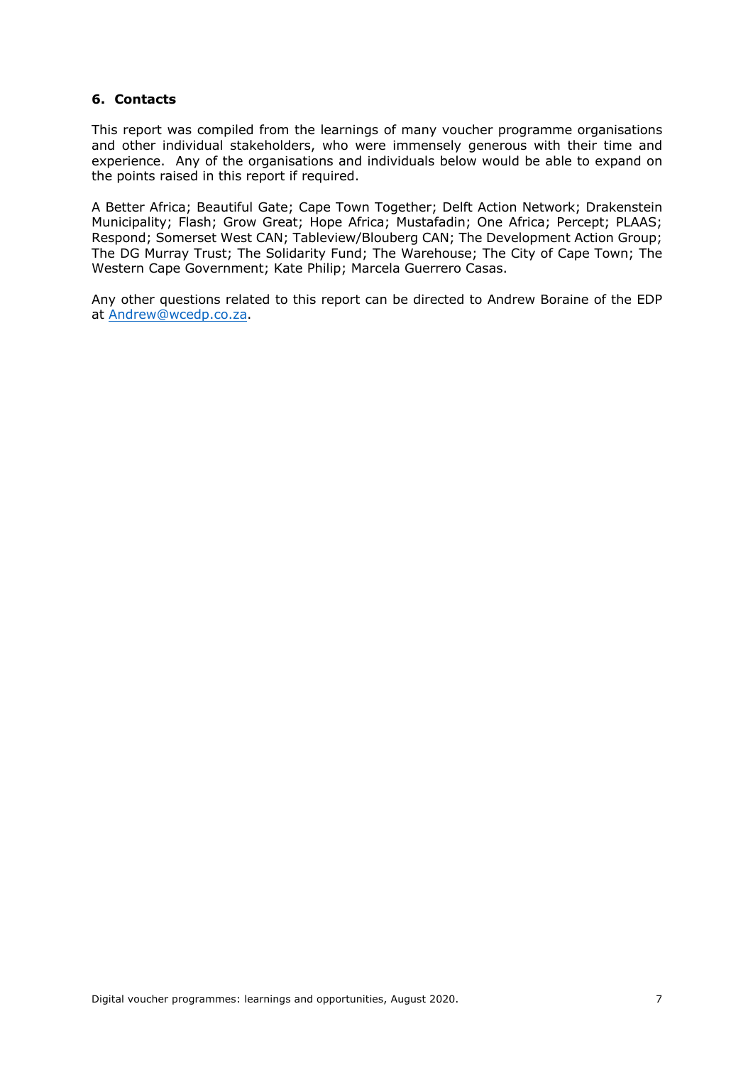## 6. Contacts

This report was compiled from the learnings of many voucher programme organisations and other individual stakeholders, who were immensely generous with their time and experience. Any of the organisations and individuals below would be able to expand on the points raised in this report if required.

A Better Africa; Beautiful Gate; Cape Town Together; Delft Action Network; Drakenstein Municipality; Flash; Grow Great; Hope Africa; Mustafadin; One Africa; Percept; PLAAS; Respond; Somerset West CAN; Tableview/Blouberg CAN; The Development Action Group; The DG Murray Trust; The Solidarity Fund; The Warehouse; The City of Cape Town; The Western Cape Government; Kate Philip; Marcela Guerrero Casas.

Any other questions related to this report can be directed to Andrew Boraine of the EDP at Andrew@wcedp.co.za.